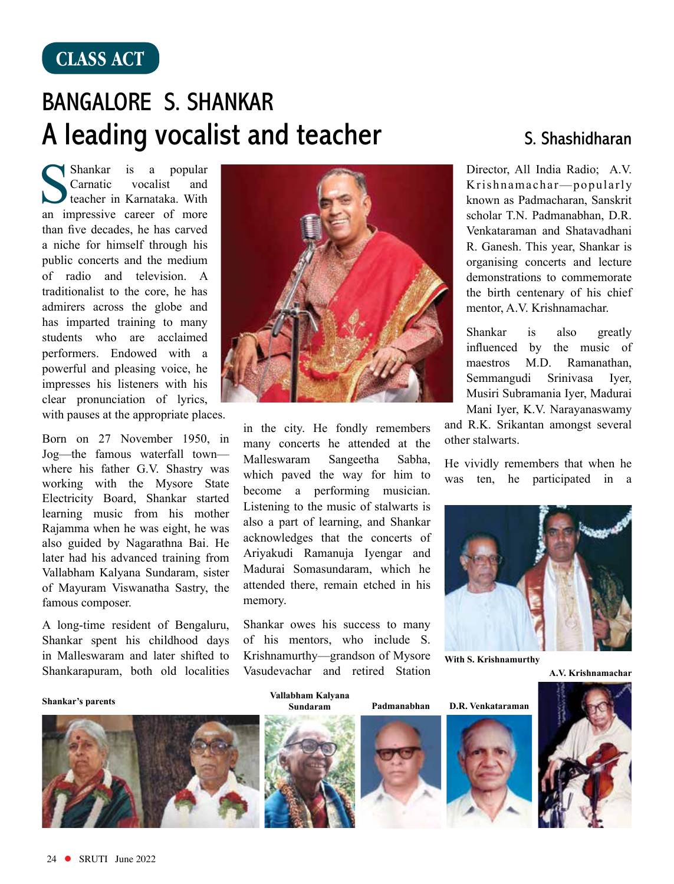CLASS ACT

# BANGALORE S. SHANKAR

## A leading vocalist and teacher

S. Shashidharan

S Shankar is a popular Carnatic vocalist and teacher in Karnataka. With an impressive career of more than five decades, he has carved a niche for himself through his public concerts and the medium of radio and television. A traditionalist to the core, he has admirers across the globe and has imparted training to many students who are acclaimed performers. Endowed with a powerful and pleasing voice, he impresses his listeners with his clear pronunciation of lyrics, with pauses at the appropriate places.

Born on 27 November 1950, in Jog—the famous waterfall town—where his father G.V. Shastry was working with the Mysore State Electricity Board, Shankar started learning music from his mother Rajamma when he was eight, he was also guided by Nagarathna Bai. He later had his advanced training from Vallabham Kalyana Sundaram, sister of Mayuram Viswanatha Sastry, the famous composer.

A long-time resident of Bengaluru, Shankar spent his childhood days in Malleswaram and later shifted to Shankarapuram, both old localities in the city. He fondly remembers many concerts he attended at the Malleswaram Sangeetha Sabha, which paved the way for him to become a performing musician. Listening to the music of stalwarts is also a part of learning, and Shankar acknowledges that the concerts of Ariyakudi Ramanuja Iyengar and Madurai Somasundaram, which he attended there, remain etched in his memory.

Shankar owes his success to many of his mentors, who include S. Krishnamurthy—grandson of Mysore Vasudevachar and retired Station Director, All India Radio; A.V. Krishnamachar—popularly known as Padmacharan, Sanskrit scholar T.N. Padmanabhan, D.R. Venkataraman and Shatavadhani R. Ganesh. This year, Shankar is organising concerts and lecture demonstrations to commemorate the birth centenary of his chief mentor, A.V. Krishnamachar.

Shankar is also greatly influenced by the music of maestros M.D. Ramanathan, Semmangudi Srinivasa Iyer, Musiri Subramania Iyer, Madurai Mani Iyer, K.V. Narayanaswamy and R.K. Srikantan amongst several other stalwarts.

He vividly remembers that when he was ten, he participated in a

With S. Krishnamurthy

A.V. Krishnamachar

Shankar's parents

Vallabham Kalyana Sundaram

Padmanabhan

D.R. Venkataraman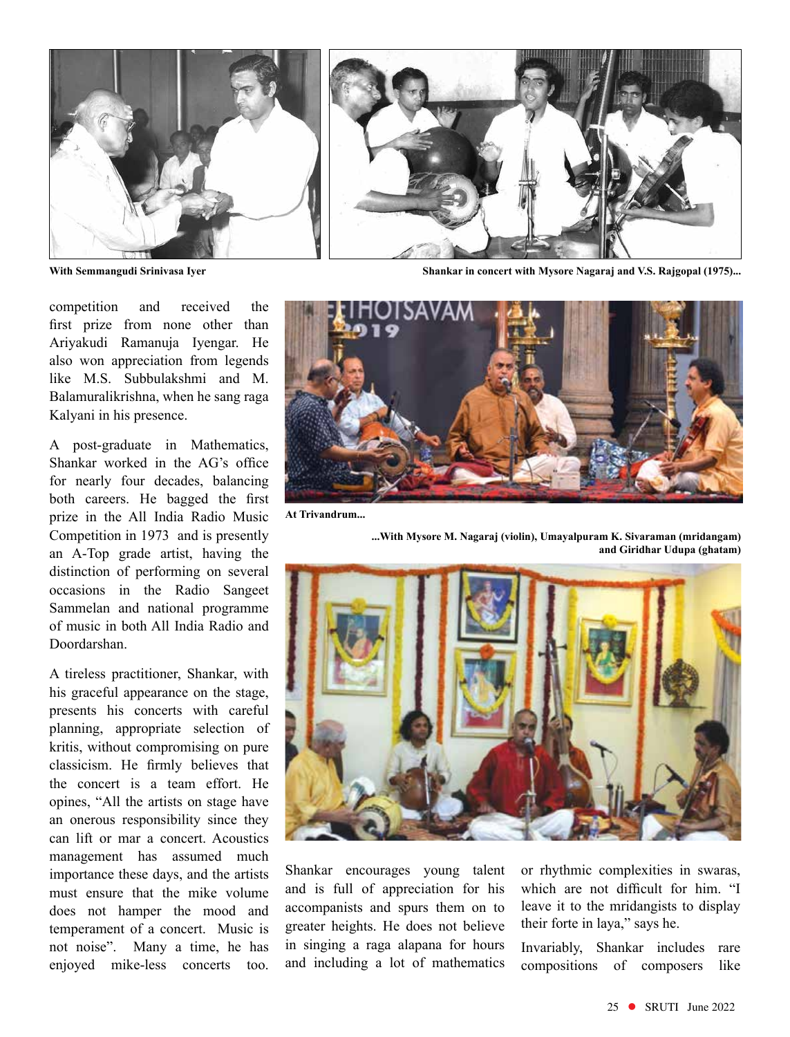With Semmangudi Srinivasa Iyer

Shankar in concert with Mysore Nagaraj and V.S. Rajgopal (1975)...

competition and received the first prize from none other than Ariyakudi Ramanuja Iyengar. He also won appreciation from legends like M.S. Subbulakshmi and M. Balamuralikrishna, when he sang raga Kalyani in his presence.

A post-graduate in Mathematics, Shankar worked in the AG's office for nearly four decades, balancing both careers. He bagged the first prize in the All India Radio Music Competition in 1973 and is presently an A-Top grade artist, having the distinction of performing on several occasions in the Radio Sangeet Sammelan and national programme of music in both All India Radio and Doordarshan.

A tireless practitioner, Shankar, with his graceful appearance on the stage, presents his concerts with careful planning, appropriate selection of kritis, without compromising on pure classicism. He firmly believes that the concert is a team effort. He opines, "All the artists on stage have an onerous responsibility since they can lift or mar a concert. Acoustics management has assumed much importance these days, and the artists must ensure that the mike volume does not hamper the mood and temperament of a concert. Music is not noise". Many a time, he has enjoyed mike-less concerts too.

At Trivandrum...

...With Mysore M. Nagaraj (violin), Umayalpuram K. Sivaraman (mridangam) and Giridhar Udupa (ghatam)

Shankar encourages young talent and is full of appreciation for his accompanists and spurs them on to greater heights. He does not believe in singing a raga alapana for hours and including a lot of mathematics or rhythmic complexities in swaras, which are not difficult for him. "I leave it to the mridangists to display their forte in laya," says he.

Invariably, Shankar includes rare compositions of composers like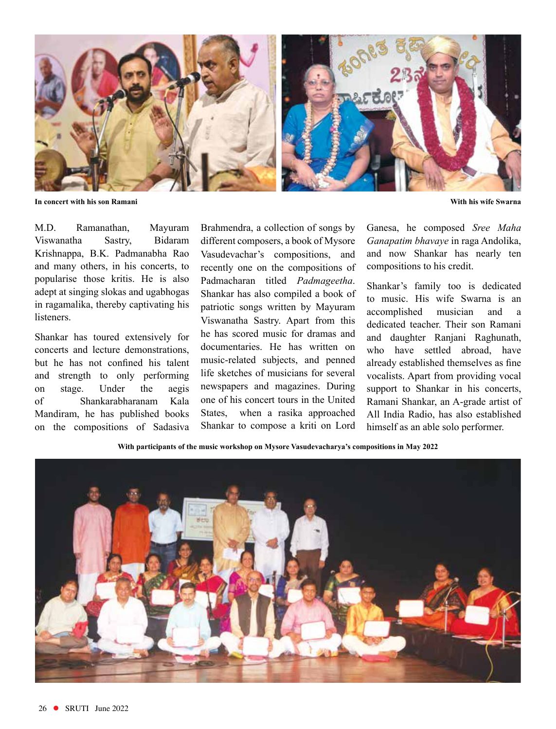In concert with his son Ramani

With his wife Swarna

M.D. Ramanathan, Mayuram Viswanatha Sastry, Bidaram Krishnappa, B.K. Padmanabha Rao and many others, in his concerts, to popularise those kritis. He is also adept at singing slokas and ugabhogas in ragamalika, thereby captivating his listeners.

Shankar has toured extensively for concerts and lecture demonstrations, but he has not confined his talent and strength to only performing on stage. Under the aegis of Shankarabharanam Kala Mandiram, he has published books on the compositions of Sadasiva Brahmendra, a collection of songs by different composers, a book of Mysore Vasudevachar's compositions, and recently one on the compositions of Padmacharan titled *Padmageetha*. Shankar has also compiled a book of patriotic songs written by Mayuram Viswanatha Sastry. Apart from this he has scored music for dramas and documentaries. He has written on music-related subjects, and penned life sketches of musicians for several newspapers and magazines. During one of his concert tours in the United States, when a rasika approached Shankar to compose a kriti on Lord Ganesa, he composed *Sree Maha Ganapatim bhavaye* in raga Andolika, and now Shankar has nearly ten compositions to his credit.

Shankar's family too is dedicated to music. His wife Swarna is an accomplished musician and a dedicated teacher. Their son Ramani and daughter Ranjani Raghunath, who have settled abroad, have already established themselves as fine vocalists. Apart from providing vocal support to Shankar in his concerts, Ramani Shankar, an A-grade artist of All India Radio, has also established himself as an able solo performer.

With participants of the music workshop on Mysore Vasudevacharya's compositions in May 2022